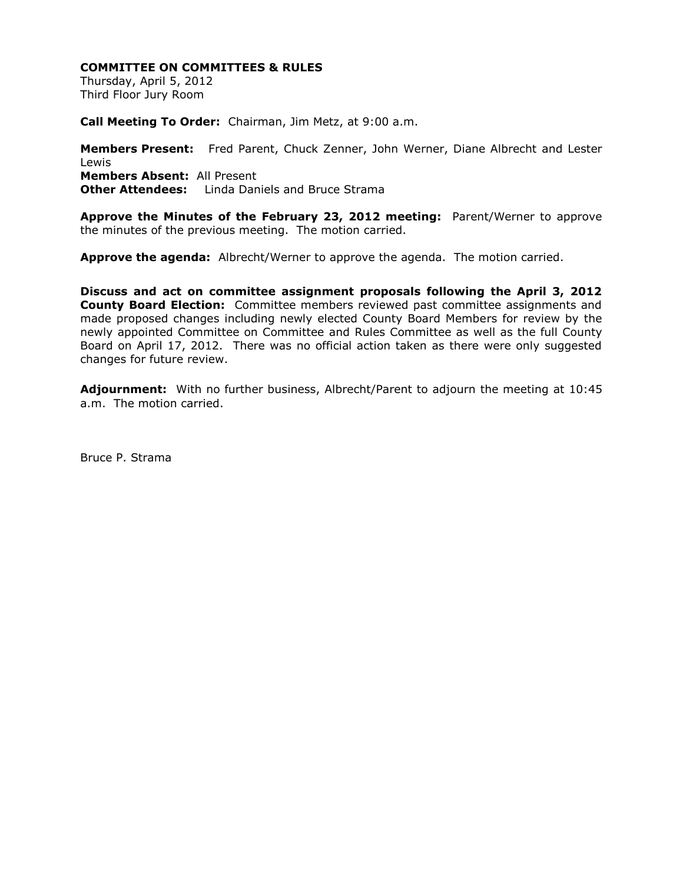**COMMITTEE ON COMMITTEES & RULES**
Thursday, April 5, 2012
Third Floor Jury Room

**Call Meeting To Order:** Chairman, Jim Metz, at 9:00 a.m.

**Members Present:** Fred Parent, Chuck Zenner, John Werner, Diane Albrecht and Lester Lewis
**Members Absent:** All Present
**Other Attendees:** Linda Daniels and Bruce Strama

**Approve the Minutes of the February 23, 2012 meeting:** Parent/Werner to approve the minutes of the previous meeting. The motion carried.

**Approve the agenda:** Albrecht/Werner to approve the agenda. The motion carried.

**Discuss and act on committee assignment proposals following the April 3, 2012 County Board Election:** Committee members reviewed past committee assignments and made proposed changes including newly elected County Board Members for review by the newly appointed Committee on Committee and Rules Committee as well as the full County Board on April 17, 2012. There was no official action taken as there were only suggested changes for future review.

**Adjournment:** With no further business, Albrecht/Parent to adjourn the meeting at 10:45 a.m. The motion carried.

Bruce P. Strama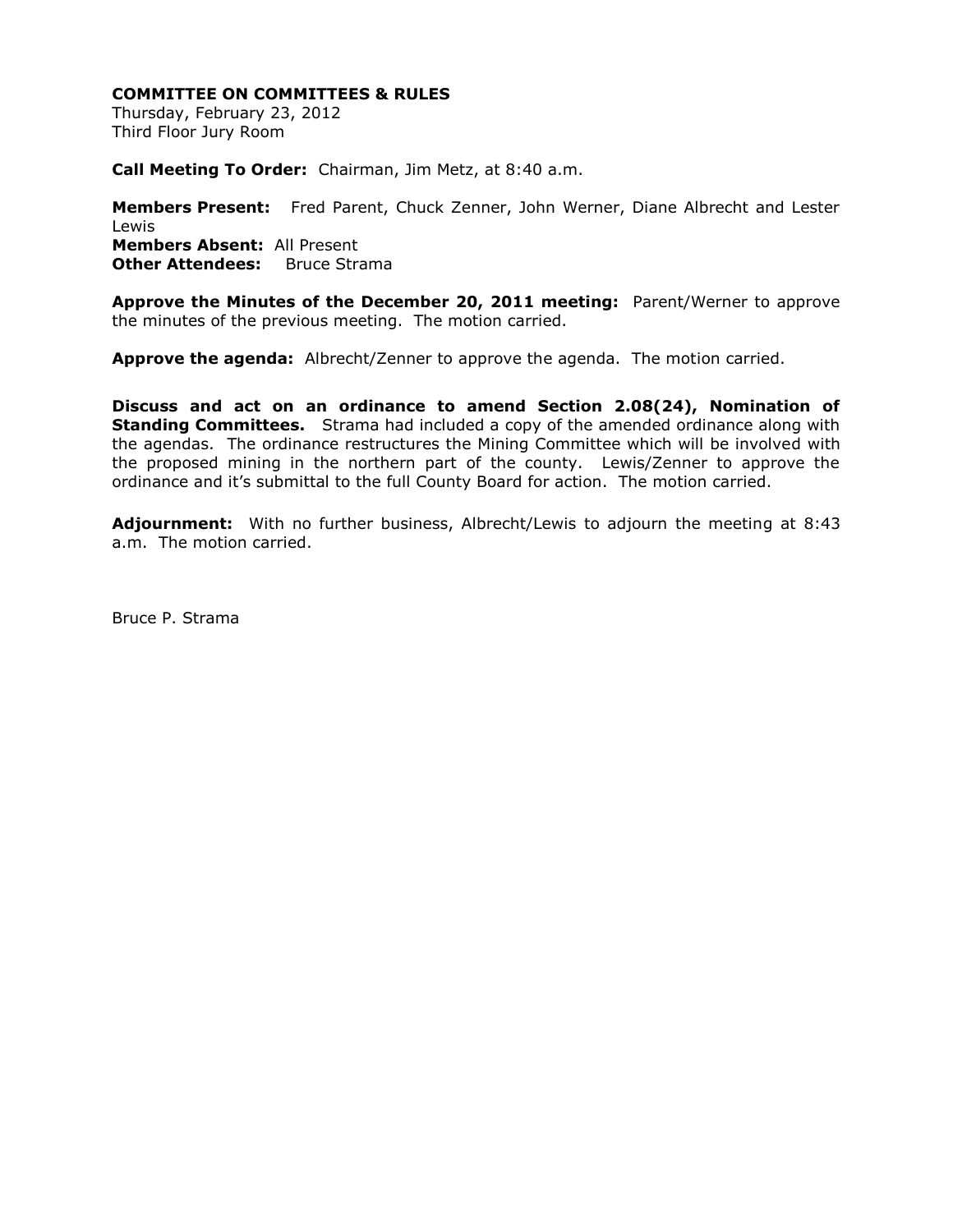**COMMITTEE ON COMMITTEES & RULES**
Thursday, February 23, 2012
Third Floor Jury Room

**Call Meeting To Order:** Chairman, Jim Metz, at 8:40 a.m.

**Members Present:** Fred Parent, Chuck Zenner, John Werner, Diane Albrecht and Lester Lewis
**Members Absent:** All Present
**Other Attendees:** Bruce Strama

**Approve the Minutes of the December 20, 2011 meeting:** Parent/Werner to approve the minutes of the previous meeting. The motion carried.

**Approve the agenda:** Albrecht/Zenner to approve the agenda. The motion carried.

**Discuss and act on an ordinance to amend Section 2.08(24), Nomination of Standing Committees.** Strama had included a copy of the amended ordinance along with the agendas. The ordinance restructures the Mining Committee which will be involved with the proposed mining in the northern part of the county. Lewis/Zenner to approve the ordinance and it's submittal to the full County Board for action. The motion carried.

**Adjournment:** With no further business, Albrecht/Lewis to adjourn the meeting at 8:43 a.m. The motion carried.

Bruce P. Strama